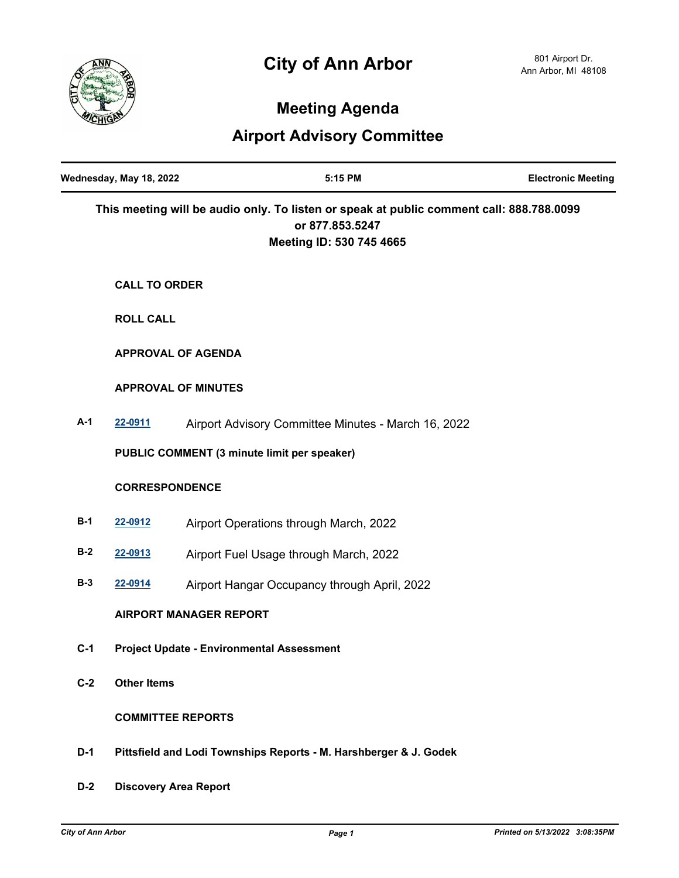# City of Ann Arbor

801 Airport Dr.
Ann Arbor, MI 48108

## Meeting Agenda

## Airport Advisory Committee

**Wednesday, May 18, 2022** | **5:15 PM** | **Electronic Meeting**

**This meeting will be audio only. To listen or speak at public comment call: 888.788.0099 or 877.853.5247**
**Meeting ID: 530 745 4665**

**CALL TO ORDER**

**ROLL CALL**

**APPROVAL OF AGENDA**

**APPROVAL OF MINUTES**

**A-1** 22-0911 Airport Advisory Committee Minutes - March 16, 2022

**PUBLIC COMMENT (3 minute limit per speaker)**

**CORRESPONDENCE**

**B-1** 22-0912 Airport Operations through March, 2022

**B-2** 22-0913 Airport Fuel Usage through March, 2022

**B-3** 22-0914 Airport Hangar Occupancy through April, 2022

**AIRPORT MANAGER REPORT**

**C-1** **Project Update - Environmental Assessment**

**C-2** **Other Items**

**COMMITTEE REPORTS**

**D-1** **Pittsfield and Lodi Townships Reports - M. Harshberger & J. Godek**

**D-2** **Discovery Area Report**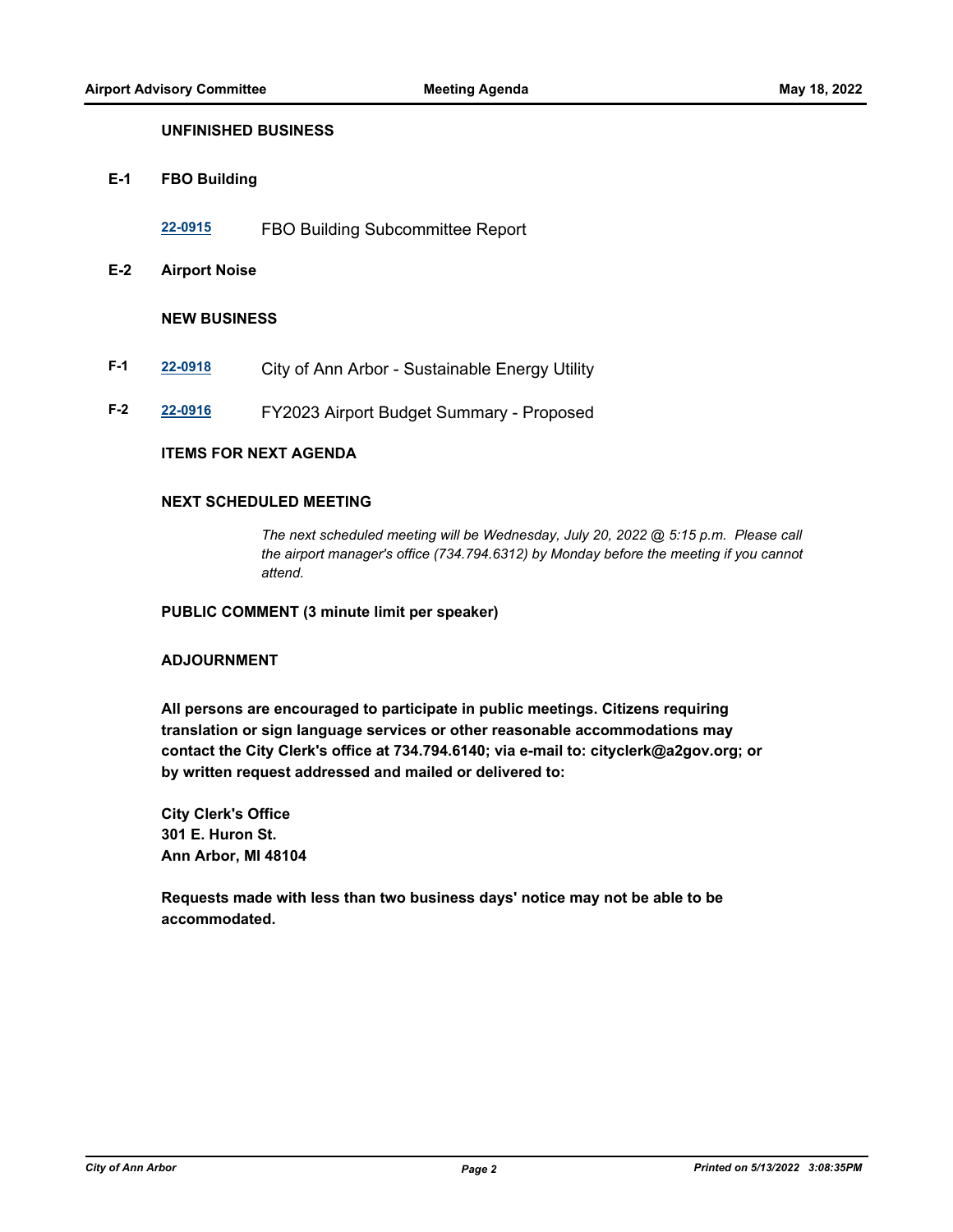## UNFINISHED BUSINESS

**E-1 FBO Building**

**22-0915** FBO Building Subcommittee Report

**E-2 Airport Noise**

## NEW BUSINESS

**F-1** **22-0918** City of Ann Arbor - Sustainable Energy Utility

**F-2** **22-0916** FY2023 Airport Budget Summary - Proposed

## ITEMS FOR NEXT AGENDA

## NEXT SCHEDULED MEETING

*The next scheduled meeting will be Wednesday, July 20, 2022 @ 5:15 p.m. Please call the airport manager's office (734.794.6312) by Monday before the meeting if you cannot attend.*

## PUBLIC COMMENT (3 minute limit per speaker)

## ADJOURNMENT

**All persons are encouraged to participate in public meetings. Citizens requiring translation or sign language services or other reasonable accommodations may contact the City Clerk's office at 734.794.6140; via e-mail to: cityclerk@a2gov.org; or by written request addressed and mailed or delivered to:**

**City Clerk's Office**
**301 E. Huron St.**
**Ann Arbor, MI 48104**

**Requests made with less than two business days' notice may not be able to be accommodated.**